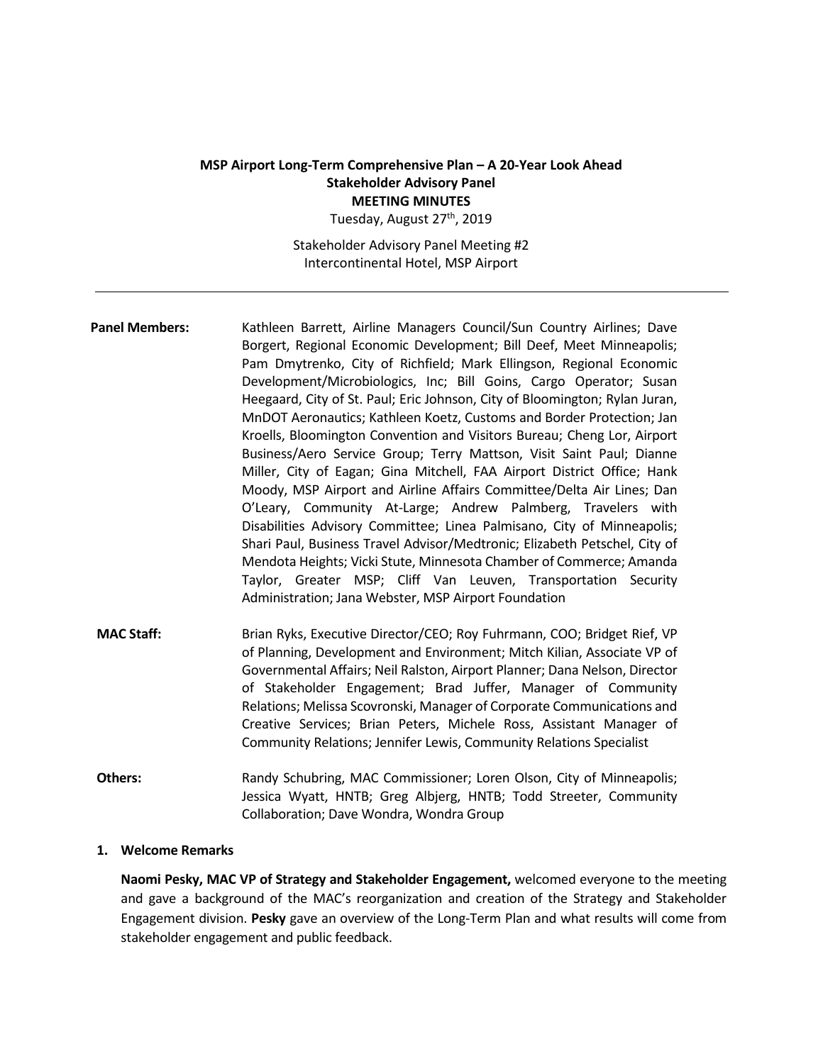**MSP Airport Long-Term Comprehensive Plan – A 20-Year Look Ahead**
**Stakeholder Advisory Panel**
**MEETING MINUTES**
Tuesday, August 27th, 2019

Stakeholder Advisory Panel Meeting #2
Intercontinental Hotel, MSP Airport

---

**Panel Members:** Kathleen Barrett, Airline Managers Council/Sun Country Airlines; Dave Borgert, Regional Economic Development; Bill Deef, Meet Minneapolis; Pam Dmytrenko, City of Richfield; Mark Ellingson, Regional Economic Development/Microbiologics, Inc; Bill Goins, Cargo Operator; Susan Heegaard, City of St. Paul; Eric Johnson, City of Bloomington; Rylan Juran, MnDOT Aeronautics; Kathleen Koetz, Customs and Border Protection; Jan Kroells, Bloomington Convention and Visitors Bureau; Cheng Lor, Airport Business/Aero Service Group; Terry Mattson, Visit Saint Paul; Dianne Miller, City of Eagan; Gina Mitchell, FAA Airport District Office; Hank Moody, MSP Airport and Airline Affairs Committee/Delta Air Lines; Dan O'Leary, Community At-Large; Andrew Palmberg, Travelers with Disabilities Advisory Committee; Linea Palmisano, City of Minneapolis; Shari Paul, Business Travel Advisor/Medtronic; Elizabeth Petschel, City of Mendota Heights; Vicki Stute, Minnesota Chamber of Commerce; Amanda Taylor, Greater MSP; Cliff Van Leuven, Transportation Security Administration; Jana Webster, MSP Airport Foundation

**MAC Staff:** Brian Ryks, Executive Director/CEO; Roy Fuhrmann, COO; Bridget Rief, VP of Planning, Development and Environment; Mitch Kilian, Associate VP of Governmental Affairs; Neil Ralston, Airport Planner; Dana Nelson, Director of Stakeholder Engagement; Brad Juffer, Manager of Community Relations; Melissa Scovronski, Manager of Corporate Communications and Creative Services; Brian Peters, Michele Ross, Assistant Manager of Community Relations; Jennifer Lewis, Community Relations Specialist

**Others:** Randy Schubring, MAC Commissioner; Loren Olson, City of Minneapolis; Jessica Wyatt, HNTB; Greg Albjerg, HNTB; Todd Streeter, Community Collaboration; Dave Wondra, Wondra Group

**1. Welcome Remarks**

**Naomi Pesky, MAC VP of Strategy and Stakeholder Engagement,** welcomed everyone to the meeting and gave a background of the MAC's reorganization and creation of the Strategy and Stakeholder Engagement division. **Pesky** gave an overview of the Long-Term Plan and what results will come from stakeholder engagement and public feedback.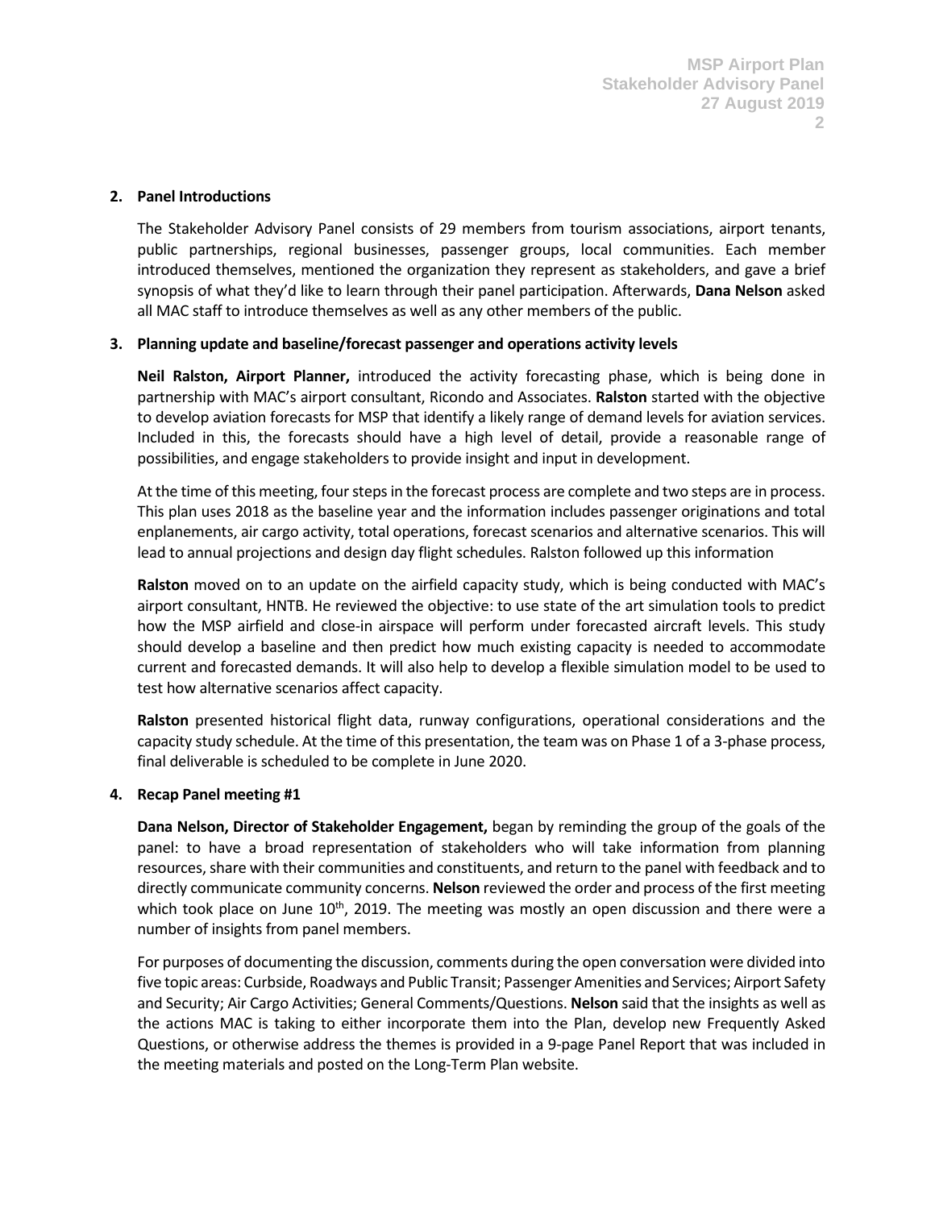**2. Panel Introductions**

The Stakeholder Advisory Panel consists of 29 members from tourism associations, airport tenants, public partnerships, regional businesses, passenger groups, local communities. Each member introduced themselves, mentioned the organization they represent as stakeholders, and gave a brief synopsis of what they'd like to learn through their panel participation. Afterwards, **Dana Nelson** asked all MAC staff to introduce themselves as well as any other members of the public.

**3. Planning update and baseline/forecast passenger and operations activity levels**

**Neil Ralston, Airport Planner,** introduced the activity forecasting phase, which is being done in partnership with MAC's airport consultant, Ricondo and Associates. **Ralston** started with the objective to develop aviation forecasts for MSP that identify a likely range of demand levels for aviation services. Included in this, the forecasts should have a high level of detail, provide a reasonable range of possibilities, and engage stakeholders to provide insight and input in development.

At the time of this meeting, four steps in the forecast process are complete and two steps are in process. This plan uses 2018 as the baseline year and the information includes passenger originations and total enplanements, air cargo activity, total operations, forecast scenarios and alternative scenarios. This will lead to annual projections and design day flight schedules. Ralston followed up this information

**Ralston** moved on to an update on the airfield capacity study, which is being conducted with MAC's airport consultant, HNTB. He reviewed the objective: to use state of the art simulation tools to predict how the MSP airfield and close-in airspace will perform under forecasted aircraft levels. This study should develop a baseline and then predict how much existing capacity is needed to accommodate current and forecasted demands. It will also help to develop a flexible simulation model to be used to test how alternative scenarios affect capacity.

**Ralston** presented historical flight data, runway configurations, operational considerations and the capacity study schedule. At the time of this presentation, the team was on Phase 1 of a 3-phase process, final deliverable is scheduled to be complete in June 2020.

**4. Recap Panel meeting #1**

**Dana Nelson, Director of Stakeholder Engagement,** began by reminding the group of the goals of the panel: to have a broad representation of stakeholders who will take information from planning resources, share with their communities and constituents, and return to the panel with feedback and to directly communicate community concerns. **Nelson** reviewed the order and process of the first meeting which took place on June 10th, 2019. The meeting was mostly an open discussion and there were a number of insights from panel members.

For purposes of documenting the discussion, comments during the open conversation were divided into five topic areas: Curbside, Roadways and Public Transit; Passenger Amenities and Services; Airport Safety and Security; Air Cargo Activities; General Comments/Questions. **Nelson** said that the insights as well as the actions MAC is taking to either incorporate them into the Plan, develop new Frequently Asked Questions, or otherwise address the themes is provided in a 9-page Panel Report that was included in the meeting materials and posted on the Long-Term Plan website.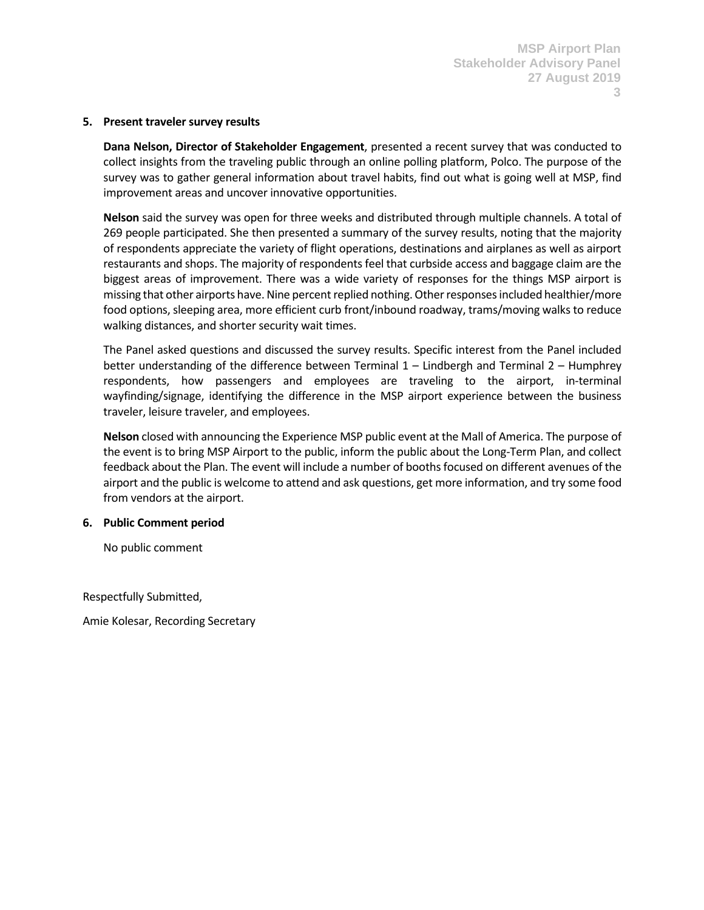**5. Present traveler survey results**

**Dana Nelson, Director of Stakeholder Engagement**, presented a recent survey that was conducted to collect insights from the traveling public through an online polling platform, Polco. The purpose of the survey was to gather general information about travel habits, find out what is going well at MSP, find improvement areas and uncover innovative opportunities.

**Nelson** said the survey was open for three weeks and distributed through multiple channels. A total of 269 people participated. She then presented a summary of the survey results, noting that the majority of respondents appreciate the variety of flight operations, destinations and airplanes as well as airport restaurants and shops. The majority of respondents feel that curbside access and baggage claim are the biggest areas of improvement. There was a wide variety of responses for the things MSP airport is missing that other airports have. Nine percent replied nothing. Other responses included healthier/more food options, sleeping area, more efficient curb front/inbound roadway, trams/moving walks to reduce walking distances, and shorter security wait times.

The Panel asked questions and discussed the survey results. Specific interest from the Panel included better understanding of the difference between Terminal 1 – Lindbergh and Terminal 2 – Humphrey respondents, how passengers and employees are traveling to the airport, in-terminal wayfinding/signage, identifying the difference in the MSP airport experience between the business traveler, leisure traveler, and employees.

**Nelson** closed with announcing the Experience MSP public event at the Mall of America. The purpose of the event is to bring MSP Airport to the public, inform the public about the Long-Term Plan, and collect feedback about the Plan. The event will include a number of booths focused on different avenues of the airport and the public is welcome to attend and ask questions, get more information, and try some food from vendors at the airport.

**6. Public Comment period**

No public comment

Respectfully Submitted,

Amie Kolesar, Recording Secretary